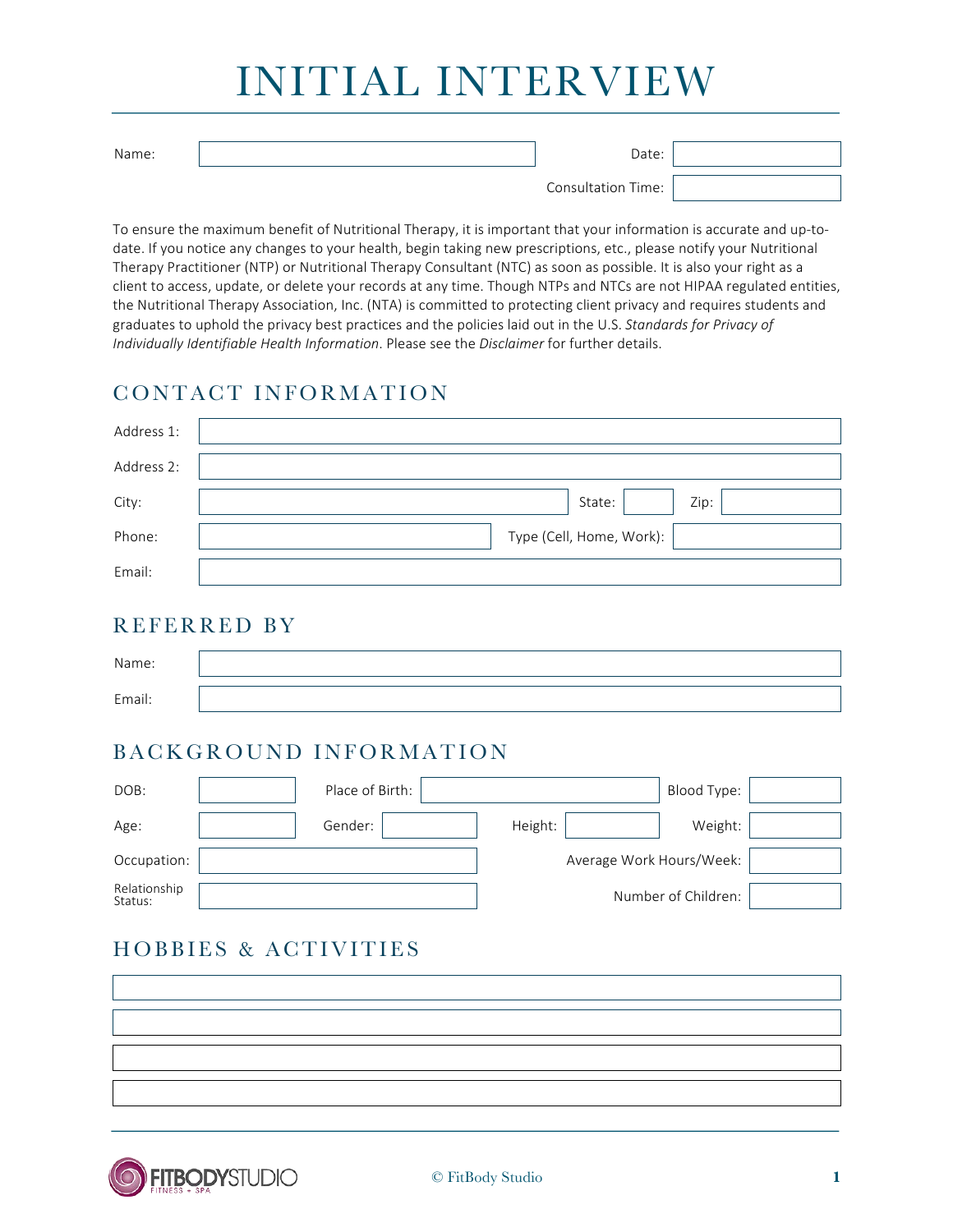# INITIAL INTERVIEW

| | | | |
|---|---|---|---|
| Name: | | Date: | |
| | | Consultation Time: | |

To ensure the maximum benefit of Nutritional Therapy, it is important that your information is accurate and up-to-date. If you notice any changes to your health, begin taking new prescriptions, etc., please notify your Nutritional Therapy Practitioner (NTP) or Nutritional Therapy Consultant (NTC) as soon as possible. It is also your right as a client to access, update, or delete your records at any time. Though NTPs and NTCs are not HIPAA regulated entities, the Nutritional Therapy Association, Inc. (NTA) is committed to protecting client privacy and requires students and graduates to uphold the privacy best practices and the policies laid out in the U.S. *Standards for Privacy of Individually Identifiable Health Information*. Please see the *Disclaimer* for further details.

## CONTACT INFORMATION

| | | | | | |
|---|---|---|---|---|---|
| Address 1: | | | | | |
| Address 2: | | | | | |
| City: | | State: | | Zip: | |
| Phone: | | Type (Cell, Home, Work): | | | |
| Email: | | | | | |

## REFERRED BY

| | |
|---|---|
| Name: | |
| Email: | |

## BACKGROUND INFORMATION

| | | | | | | | |
|---|---|---|---|---|---|---|---|
| DOB: | | Place of Birth: | | | | Blood Type: | |
| Age: | | Gender: | | Height: | | Weight: | |
| Occupation: | | | | | | Average Work Hours/Week: | |
| Relationship Status: | | | | | | Number of Children: | |

## HOBBIES & ACTIVITIES

| |
|---|
| |
| |
| |
| |

© FitBody Studio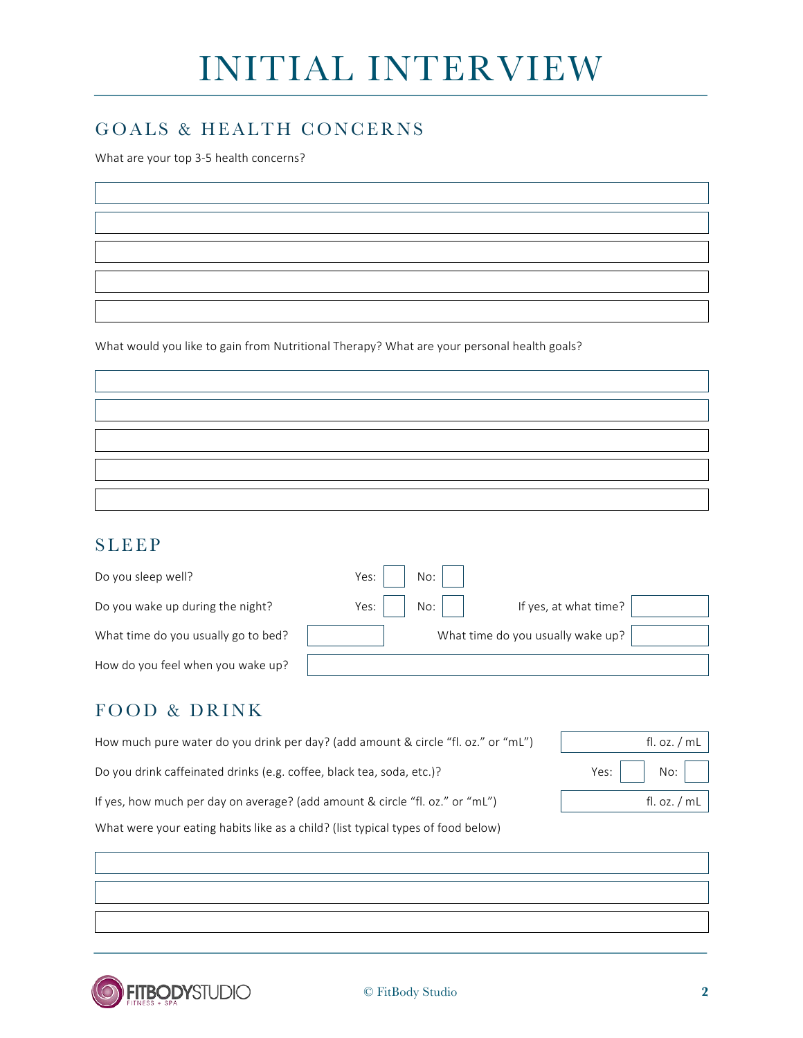# INITIAL INTERVIEW

## GOALS & HEALTH CONCERNS

What are your top 3-5 health concerns?

What would you like to gain from Nutritional Therapy? What are your personal health goals?

## SLEEP

Do you sleep well? Yes: No:

Do you wake up during the night? Yes: No: If yes, at what time?

What time do you usually go to bed? What time do you usually wake up?

How do you feel when you wake up?

## FOOD & DRINK

How much pure water do you drink per day? (add amount & circle "fl. oz." or "mL") fl. oz. / mL

Do you drink caffeinated drinks (e.g. coffee, black tea, soda, etc.)? Yes: No:

If yes, how much per day on average? (add amount & circle "fl. oz." or "mL") fl. oz. / mL

What were your eating habits like as a child? (list typical types of food below)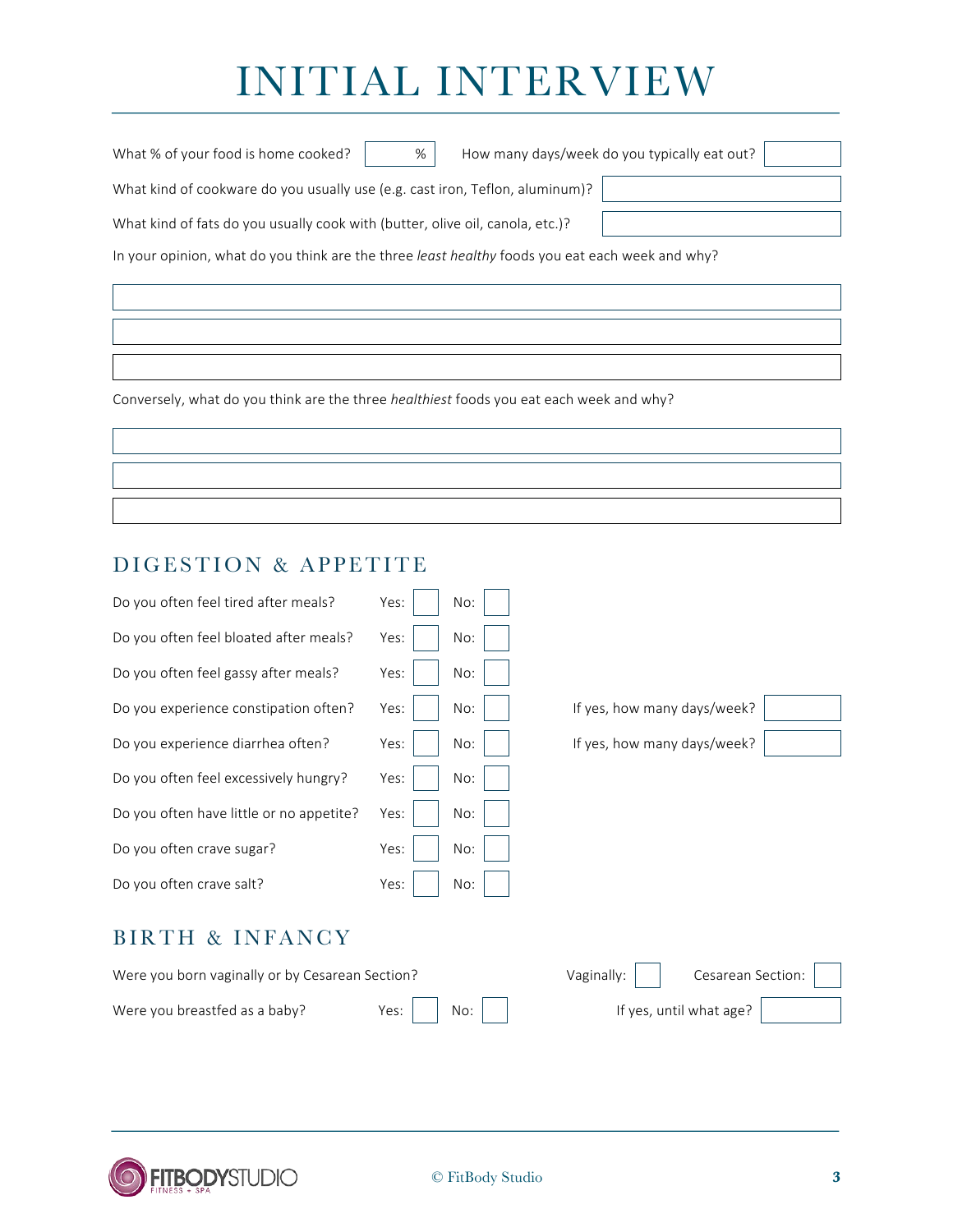# INITIAL INTERVIEW

What % of your food is home cooked? ______ %   How many days/week do you typically eat out? ______

What kind of cookware do you usually use (e.g. cast iron, Teflon, aluminum)? ______

What kind of fats do you usually cook with (butter, olive oil, canola, etc.)? ______

In your opinion, what do you think are the three *least healthy* foods you eat each week and why?

1. ______
2. ______
3. ______

Conversely, what do you think are the three *healthiest* foods you eat each week and why?

1. ______
2. ______
3. ______

## DIGESTION & APPETITE

| Question | Yes | No | |
|---|---|---|---|
| Do you often feel tired after meals? | ☐ | ☐ | |
| Do you often feel bloated after meals? | ☐ | ☐ | |
| Do you often feel gassy after meals? | ☐ | ☐ | |
| Do you experience constipation often? | ☐ | ☐ | If yes, how many days/week? ______ |
| Do you experience diarrhea often? | ☐ | ☐ | If yes, how many days/week? ______ |
| Do you often feel excessively hungry? | ☐ | ☐ | |
| Do you often have little or no appetite? | ☐ | ☐ | |
| Do you often crave sugar? | ☐ | ☐ | |
| Do you often crave salt? | ☐ | ☐ | |

## BIRTH & INFANCY

Were you born vaginally or by Cesarean Section?   Vaginally: ☐   Cesarean Section: ☐

Were you breastfed as a baby?   Yes: ☐   No: ☐   If yes, until what age? ______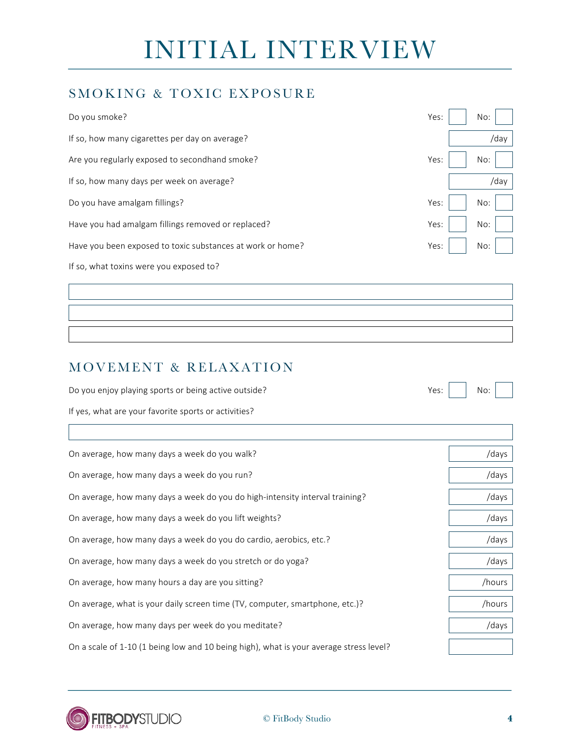# INITIAL INTERVIEW

## SMOKING & TOXIC EXPOSURE

| Question | Answer |
| --- | --- |
| Do you smoke? | Yes: ☐ No: ☐ |
| If so, how many cigarettes per day on average? | /day |
| Are you regularly exposed to secondhand smoke? | Yes: ☐ No: ☐ |
| If so, how many days per week on average? | /day |
| Do you have amalgam fillings? | Yes: ☐ No: ☐ |
| Have you had amalgam fillings removed or replaced? | Yes: ☐ No: ☐ |
| Have you been exposed to toxic substances at work or home? | Yes: ☐ No: ☐ |

If so, what toxins were you exposed to?

______________________________________________

______________________________________________

______________________________________________

## MOVEMENT & RELAXATION

| Question | Answer |
| --- | --- |
| Do you enjoy playing sports or being active outside? | Yes: ☐ No: ☐ |

If yes, what are your favorite sports or activities?

______________________________________________

| Question | Answer |
| --- | --- |
| On average, how many days a week do you walk? | /days |
| On average, how many days a week do you run? | /days |
| On average, how many days a week do you do high-intensity interval training? | /days |
| On average, how many days a week do you lift weights? | /days |
| On average, how many days a week do you do cardio, aerobics, etc.? | /days |
| On average, how many days a week do you stretch or do yoga? | /days |
| On average, how many hours a day are you sitting? | /hours |
| On average, what is your daily screen time (TV, computer, smartphone, etc.)? | /hours |
| On average, how many days per week do you meditate? | /days |
| On a scale of 1-10 (1 being low and 10 being high), what is your average stress level? | |

© FitBody Studio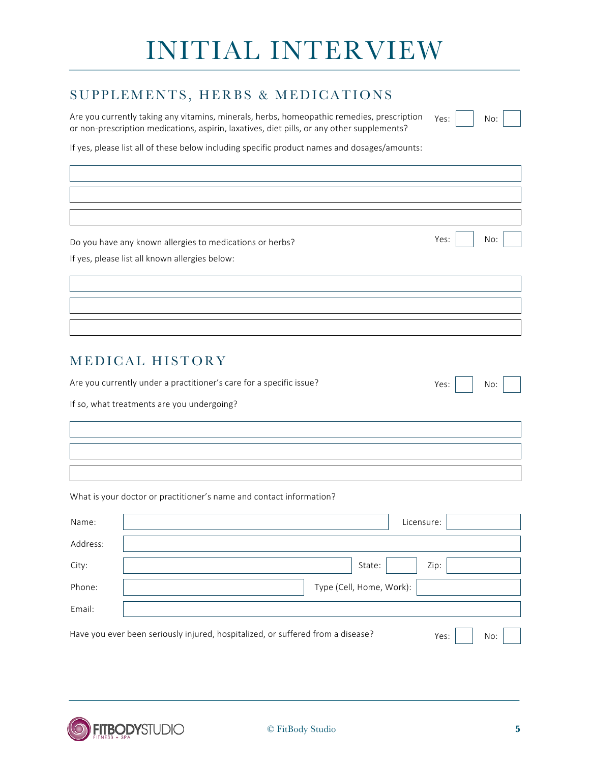# INITIAL INTERVIEW

## SUPPLEMENTS, HERBS & MEDICATIONS

Are you currently taking any vitamins, minerals, herbs, homeopathic remedies, prescription or non-prescription medications, aspirin, laxatives, diet pills, or any other supplements? Yes: ☐ No: ☐

If yes, please list all of these below including specific product names and dosages/amounts:

Do you have any known allergies to medications or herbs? Yes: ☐ No: ☐

If yes, please list all known allergies below:

## MEDICAL HISTORY

Are you currently under a practitioner's care for a specific issue? Yes: ☐ No: ☐

If so, what treatments are you undergoing?

What is your doctor or practitioner's name and contact information?

Name: Licensure:

Address:

City: State: Zip:

Phone: Type (Cell, Home, Work):

Email:

Have you ever been seriously injured, hospitalized, or suffered from a disease? Yes: ☐ No: ☐

© FitBody Studio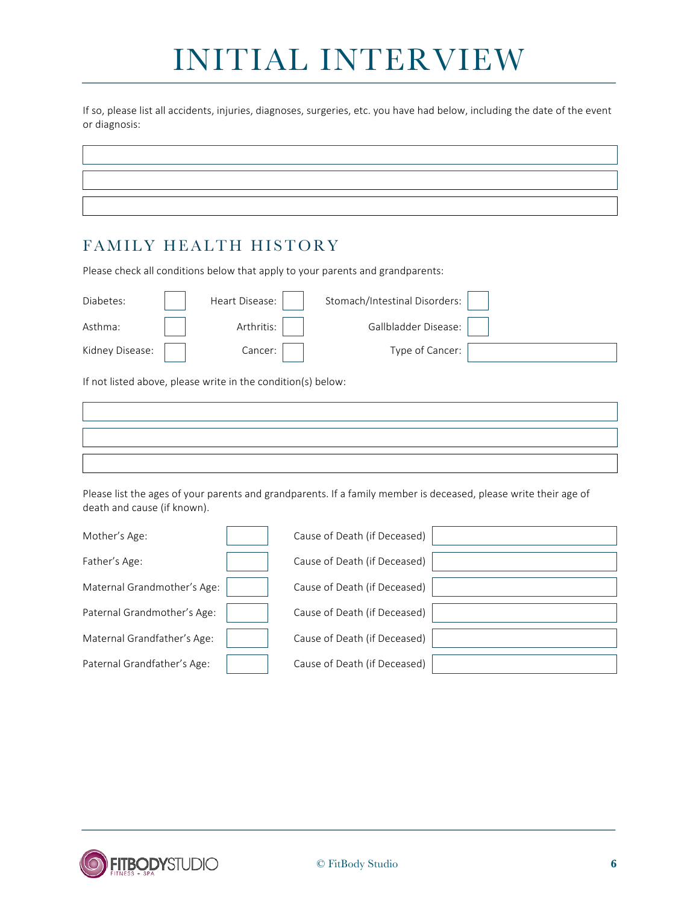# INITIAL INTERVIEW

If so, please list all accidents, injuries, diagnoses, surgeries, etc. you have had below, including the date of the event or diagnosis:

| |
|---|
| |
| |
| |

## FAMILY HEALTH HISTORY

Please check all conditions below that apply to your parents and grandparents:

| | | | | | |
|---|---|---|---|---|---|
| Diabetes: | ☐ | Heart Disease: | ☐ | Stomach/Intestinal Disorders: | ☐ |
| Asthma: | ☐ | Arthritis: | ☐ | Gallbladder Disease: | ☐ |
| Kidney Disease: | ☐ | Cancer: | ☐ | Type of Cancer: | |

If not listed above, please write in the condition(s) below:

| |
|---|
| |
| |
| |

Please list the ages of your parents and grandparents. If a family member is deceased, please write their age of death and cause (if known).

| | | | |
|---|---|---|---|
| Mother's Age: | | Cause of Death (if Deceased) | |
| Father's Age: | | Cause of Death (if Deceased) | |
| Maternal Grandmother's Age: | | Cause of Death (if Deceased) | |
| Paternal Grandmother's Age: | | Cause of Death (if Deceased) | |
| Maternal Grandfather's Age: | | Cause of Death (if Deceased) | |
| Paternal Grandfather's Age: | | Cause of Death (if Deceased) | |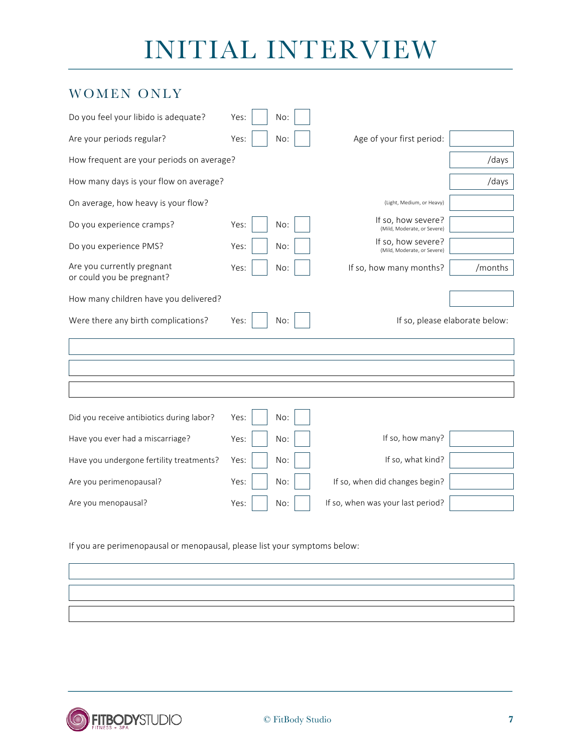# INITIAL INTERVIEW

## WOMEN ONLY

| Question | | | Follow-up | |
|---|---|---|---|---|
| Do you feel your libido is adequate? | Yes: ☐ | No: ☐ | | |
| Are your periods regular? | Yes: ☐ | No: ☐ | Age of your first period: | |
| How frequent are your periods on average? | | | | /days |
| How many days is your flow on average? | | | | /days |
| On average, how heavy is your flow? | | | (Light, Medium, or Heavy) | |
| Do you experience cramps? | Yes: ☐ | No: ☐ | If so, how severe? (Mild, Moderate, or Severe) | |
| Do you experience PMS? | Yes: ☐ | No: ☐ | If so, how severe? (Mild, Moderate, or Severe) | |
| Are you currently pregnant or could you be pregnant? | Yes: ☐ | No: ☐ | If so, how many months? | /months |
| How many children have you delivered? | | | | |
| Were there any birth complications? | Yes: ☐ | No: ☐ | If so, please elaborate below: | |

______________________________________________

______________________________________________

______________________________________________

| Question | | | Follow-up | |
|---|---|---|---|---|
| Did you receive antibiotics during labor? | Yes: ☐ | No: ☐ | | |
| Have you ever had a miscarriage? | Yes: ☐ | No: ☐ | If so, how many? | |
| Have you undergone fertility treatments? | Yes: ☐ | No: ☐ | If so, what kind? | |
| Are you perimenopausal? | Yes: ☐ | No: ☐ | If so, when did changes begin? | |
| Are you menopausal? | Yes: ☐ | No: ☐ | If so, when was your last period? | |

If you are perimenopausal or menopausal, please list your symptoms below:

______________________________________________

______________________________________________

______________________________________________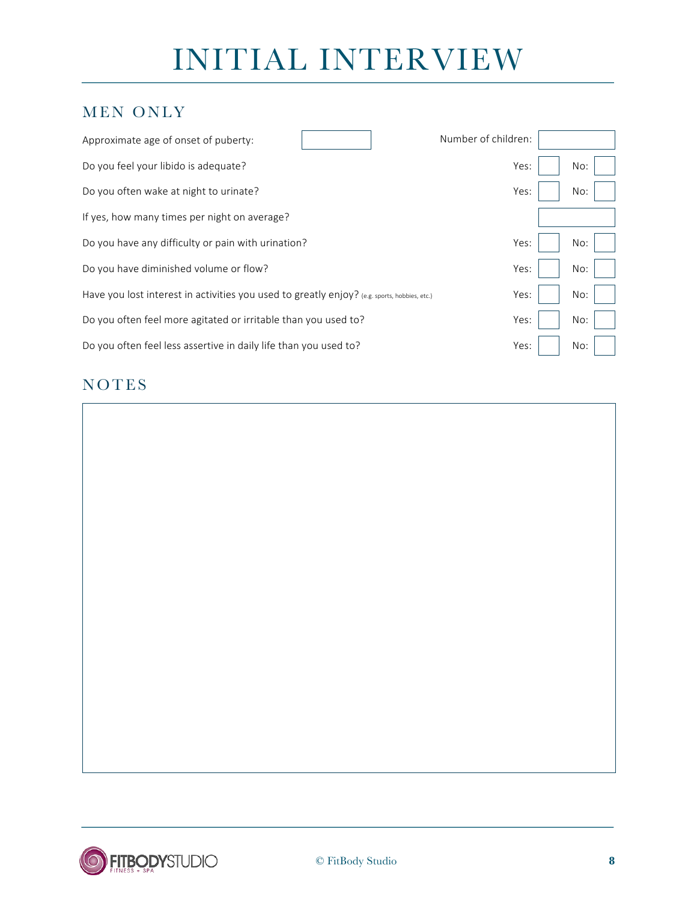# INITIAL INTERVIEW

## MEN ONLY

| | | | | |
|---|---|---|---|---|
| Approximate age of onset of puberty: | | Number of children: | | |
| Do you feel your libido is adequate? | Yes: | | No: | |
| Do you often wake at night to urinate? | Yes: | | No: | |
| If yes, how many times per night on average? | | | | |
| Do you have any difficulty or pain with urination? | Yes: | | No: | |
| Do you have diminished volume or flow? | Yes: | | No: | |
| Have you lost interest in activities you used to greatly enjoy? (e.g. sports, hobbies, etc.) | Yes: | | No: | |
| Do you often feel more agitated or irritable than you used to? | Yes: | | No: | |
| Do you often feel less assertive in daily life than you used to? | Yes: | | No: | |

## NOTES

© FitBody Studio